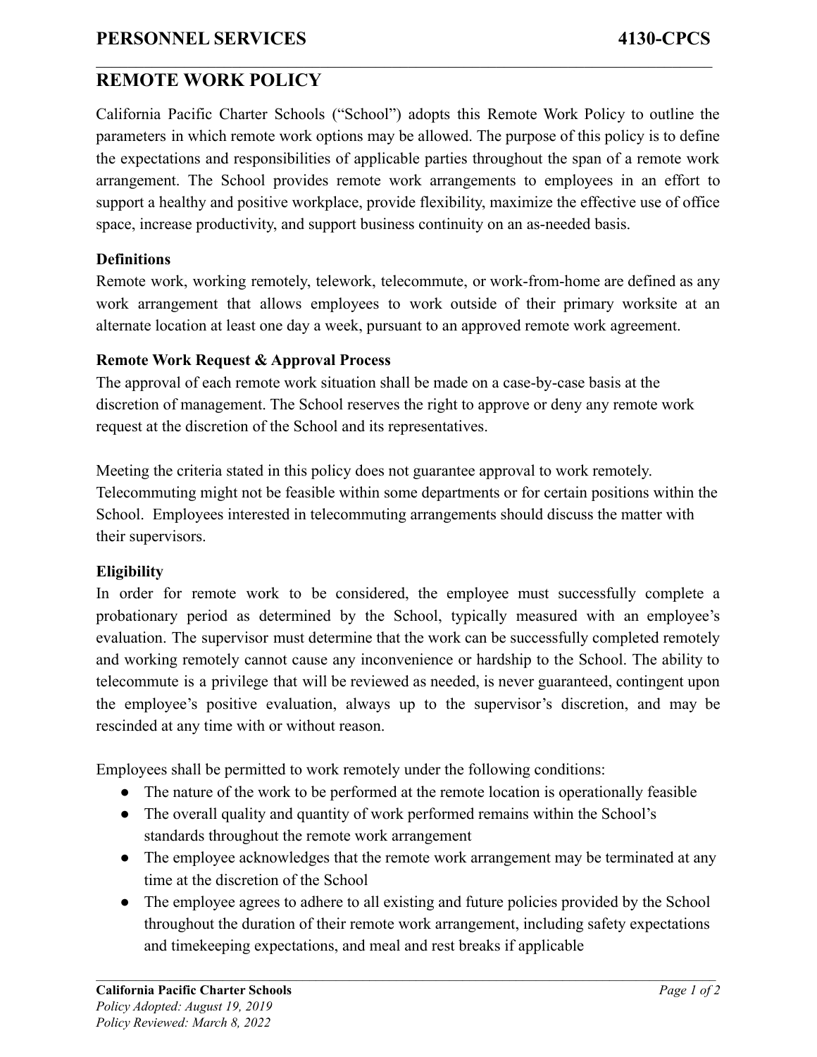# PERSONNEL SERVICES 4130-CPCS

## REMOTE WORK POLICY

California Pacific Charter Schools ("School") adopts this Remote Work Policy to outline the parameters in which remote work options may be allowed. The purpose of this policy is to define the expectations and responsibilities of applicable parties throughout the span of a remote work arrangement. The School provides remote work arrangements to employees in an effort to support a healthy and positive workplace, provide flexibility, maximize the effective use of office space, increase productivity, and support business continuity on an as-needed basis.

**Definitions**
Remote work, working remotely, telework, telecommute, or work-from-home are defined as any work arrangement that allows employees to work outside of their primary worksite at an alternate location at least one day a week, pursuant to an approved remote work agreement.

**Remote Work Request & Approval Process**
The approval of each remote work situation shall be made on a case-by-case basis at the discretion of management. The School reserves the right to approve or deny any remote work request at the discretion of the School and its representatives.

Meeting the criteria stated in this policy does not guarantee approval to work remotely. Telecommuting might not be feasible within some departments or for certain positions within the School. Employees interested in telecommuting arrangements should discuss the matter with their supervisors.

**Eligibility**
In order for remote work to be considered, the employee must successfully complete a probationary period as determined by the School, typically measured with an employee's evaluation. The supervisor must determine that the work can be successfully completed remotely and working remotely cannot cause any inconvenience or hardship to the School. The ability to telecommute is a privilege that will be reviewed as needed, is never guaranteed, contingent upon the employee's positive evaluation, always up to the supervisor's discretion, and may be rescinded at any time with or without reason.

Employees shall be permitted to work remotely under the following conditions:

- The nature of the work to be performed at the remote location is operationally feasible
- The overall quality and quantity of work performed remains within the School's standards throughout the remote work arrangement
- The employee acknowledges that the remote work arrangement may be terminated at any time at the discretion of the School
- The employee agrees to adhere to all existing and future policies provided by the School throughout the duration of their remote work arrangement, including safety expectations and timekeeping expectations, and meal and rest breaks if applicable

**California Pacific Charter Schools**
*Policy Adopted: August 19, 2019*
*Policy Reviewed: March 8, 2022*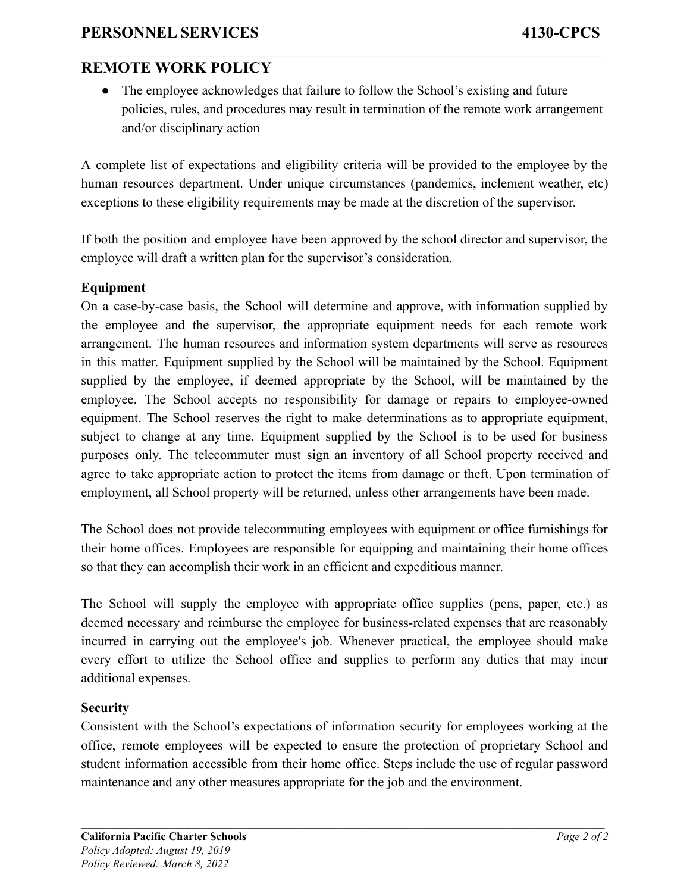- The employee acknowledges that failure to follow the School's existing and future policies, rules, and procedures may result in termination of the remote work arrangement and/or disciplinary action

A complete list of expectations and eligibility criteria will be provided to the employee by the human resources department. Under unique circumstances (pandemics, inclement weather, etc) exceptions to these eligibility requirements may be made at the discretion of the supervisor.

If both the position and employee have been approved by the school director and supervisor, the employee will draft a written plan for the supervisor's consideration.

**Equipment**

On a case-by-case basis, the School will determine and approve, with information supplied by the employee and the supervisor, the appropriate equipment needs for each remote work arrangement. The human resources and information system departments will serve as resources in this matter. Equipment supplied by the School will be maintained by the School. Equipment supplied by the employee, if deemed appropriate by the School, will be maintained by the employee. The School accepts no responsibility for damage or repairs to employee-owned equipment. The School reserves the right to make determinations as to appropriate equipment, subject to change at any time. Equipment supplied by the School is to be used for business purposes only. The telecommuter must sign an inventory of all School property received and agree to take appropriate action to protect the items from damage or theft. Upon termination of employment, all School property will be returned, unless other arrangements have been made.

The School does not provide telecommuting employees with equipment or office furnishings for their home offices. Employees are responsible for equipping and maintaining their home offices so that they can accomplish their work in an efficient and expeditious manner.

The School will supply the employee with appropriate office supplies (pens, paper, etc.) as deemed necessary and reimburse the employee for business-related expenses that are reasonably incurred in carrying out the employee's job. Whenever practical, the employee should make every effort to utilize the School office and supplies to perform any duties that may incur additional expenses.

**Security**

Consistent with the School's expectations of information security for employees working at the office, remote employees will be expected to ensure the protection of proprietary School and student information accessible from their home office. Steps include the use of regular password maintenance and any other measures appropriate for the job and the environment.

**California Pacific Charter Schools**
*Policy Adopted: August 19, 2019*
*Policy Reviewed: March 8, 2022*